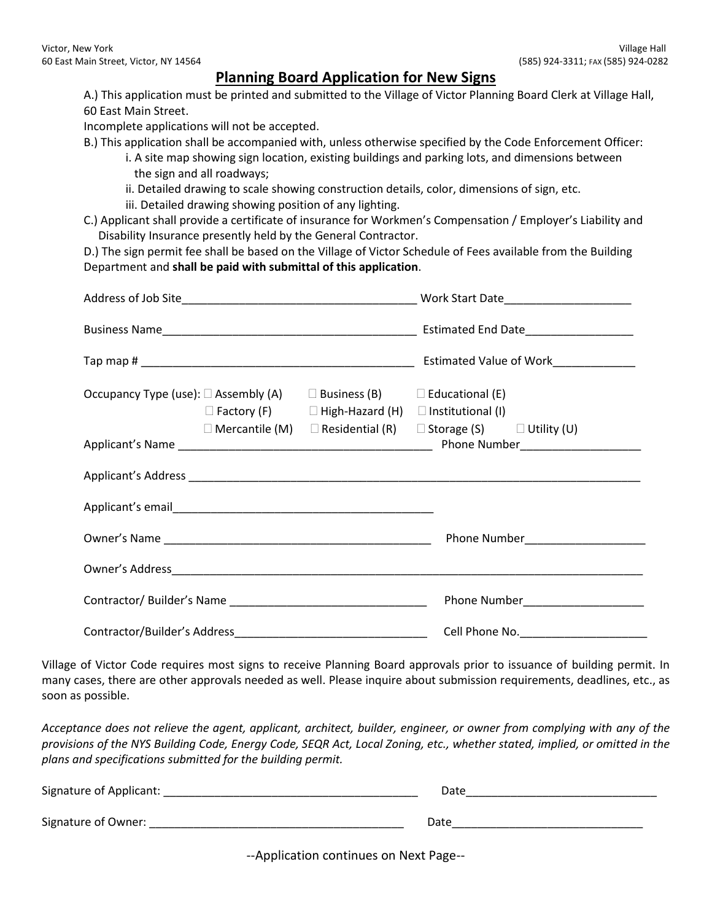Victor, New York
60 East Main Street, Victor, NY 14564

Village Hall
(585) 924-3311; FAX (585) 924-0282

## Planning Board Application for New Signs

A.) This application must be printed and submitted to the Village of Victor Planning Board Clerk at Village Hall, 60 East Main Street.
Incomplete applications will not be accepted.

B.) This application shall be accompanied with, unless otherwise specified by the Code Enforcement Officer:

i. A site map showing sign location, existing buildings and parking lots, and dimensions between the sign and all roadways;

ii. Detailed drawing to scale showing construction details, color, dimensions of sign, etc.

iii. Detailed drawing showing position of any lighting.

C.) Applicant shall provide a certificate of insurance for Workmen's Compensation / Employer's Liability and Disability Insurance presently held by the General Contractor.

D.) The sign permit fee shall be based on the Village of Victor Schedule of Fees available from the Building Department and **shall be paid with submittal of this application**.

Address of Job Site_____________________________________ Work Start Date____________________

Business Name________________________________________ Estimated End Date_________________

Tap map # ___________________________________________ Estimated Value of Work_____________

Occupancy Type (use): ☐ Assembly (A) ☐ Business (B) ☐ Educational (E)
☐ Factory (F) ☐ High-Hazard (H) ☐ Institutional (I)
☐ Mercantile (M) ☐ Residential (R) ☐ Storage (S) ☐ Utility (U)

Applicant's Name ________________________________________ Phone Number___________________

Applicant's Address __________________________________________________________________________

Applicant's email___________________________________________

Owner's Name ___________________________________________ Phone Number___________________

Owner's Address______________________________________________________________________________

Contractor/ Builder's Name _______________________________ Phone Number___________________

Contractor/Builder's Address_______________________________ Cell Phone No.____________________

Village of Victor Code requires most signs to receive Planning Board approvals prior to issuance of building permit. In many cases, there are other approvals needed as well. Please inquire about submission requirements, deadlines, etc., as soon as possible.

*Acceptance does not relieve the agent, applicant, architect, builder, engineer, or owner from complying with any of the provisions of the NYS Building Code, Energy Code, SEQR Act, Local Zoning, etc., whether stated, implied, or omitted in the plans and specifications submitted for the building permit.*

Signature of Applicant: ________________________________________ Date______________________________

Signature of Owner: ________________________________________ Date______________________________

--Application continues on Next Page--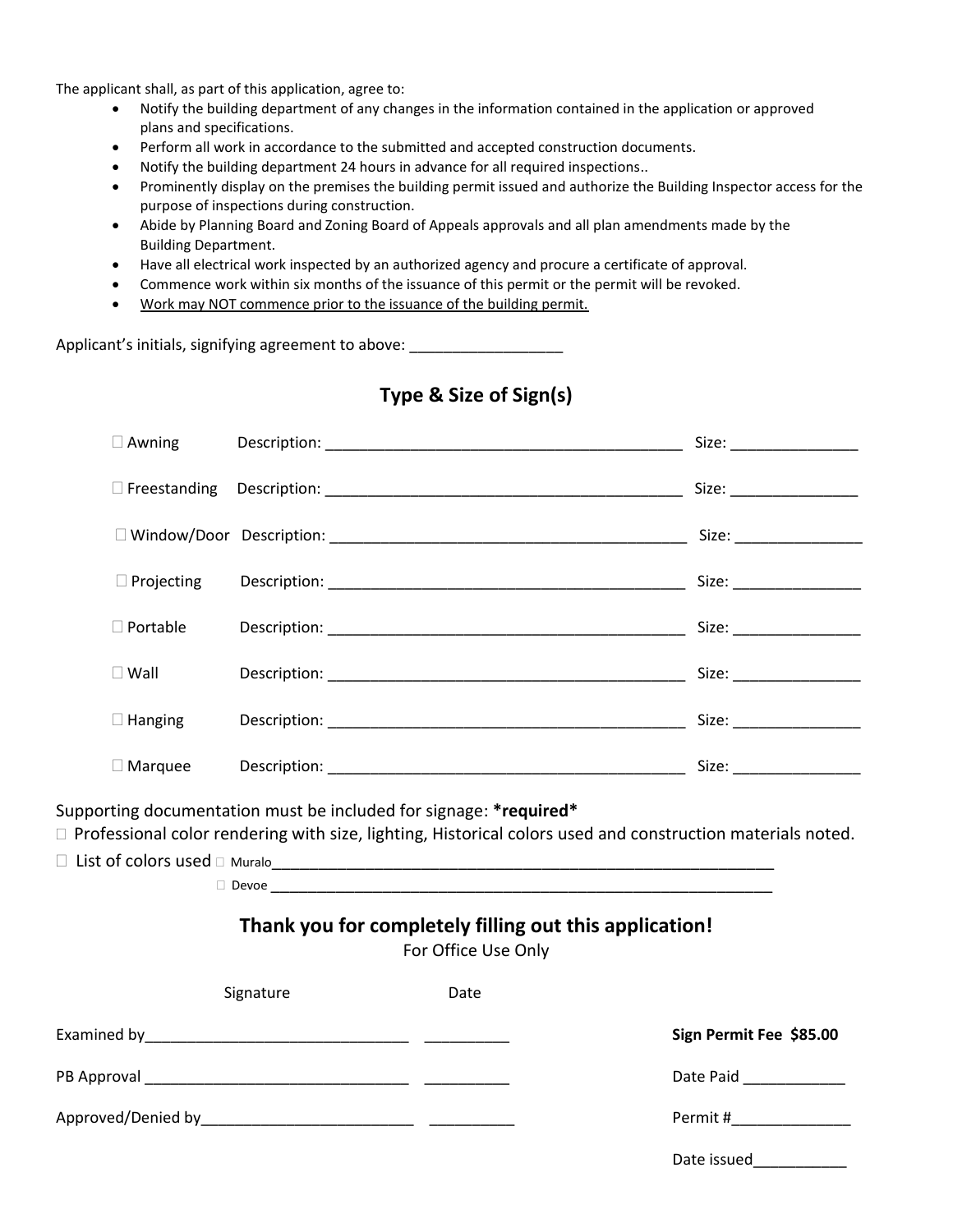The applicant shall, as part of this application, agree to:

- Notify the building department of any changes in the information contained in the application or approved plans and specifications.
- Perform all work in accordance to the submitted and accepted construction documents.
- Notify the building department 24 hours in advance for all required inspections..
- Prominently display on the premises the building permit issued and authorize the Building Inspector access for the purpose of inspections during construction.
- Abide by Planning Board and Zoning Board of Appeals approvals and all plan amendments made by the Building Department.
- Have all electrical work inspected by an authorized agency and procure a certificate of approval.
- Commence work within six months of the issuance of this permit or the permit will be revoked.
- <u>Work may NOT commence prior to the issuance of the building permit.</u>

Applicant's initials, signifying agreement to above: _________________

## Type & Size of Sign(s)

☐ Awning Description: __________________________________________ Size: _______________

☐ Freestanding Description: __________________________________________ Size: _______________

☐ Window/Door Description: __________________________________________ Size: _______________

☐ Projecting Description: __________________________________________ Size: _______________

☐ Portable Description: __________________________________________ Size: _______________

☐ Wall Description: __________________________________________ Size: _______________

☐ Hanging Description: __________________________________________ Size: _______________

☐ Marquee Description: __________________________________________ Size: _______________

Supporting documentation must be included for signage: ***required***

☐ Professional color rendering with size, lighting, Historical colors used and construction materials noted.

☐ List of colors used ☐ Muralo___________________________________________________________

☐ Devoe ___________________________________________________________

## Thank you for completely filling out this application!

For Office Use Only

| | Signature | Date | |
|---|---|---|---|
| Examined by | ______________________________ | __________ | **Sign Permit Fee $85.00** |
| PB Approval | ______________________________ | __________ | Date Paid ____________ |
| Approved/Denied by | _________________________ | __________ | Permit #______________ |
| | | | Date issued___________ |